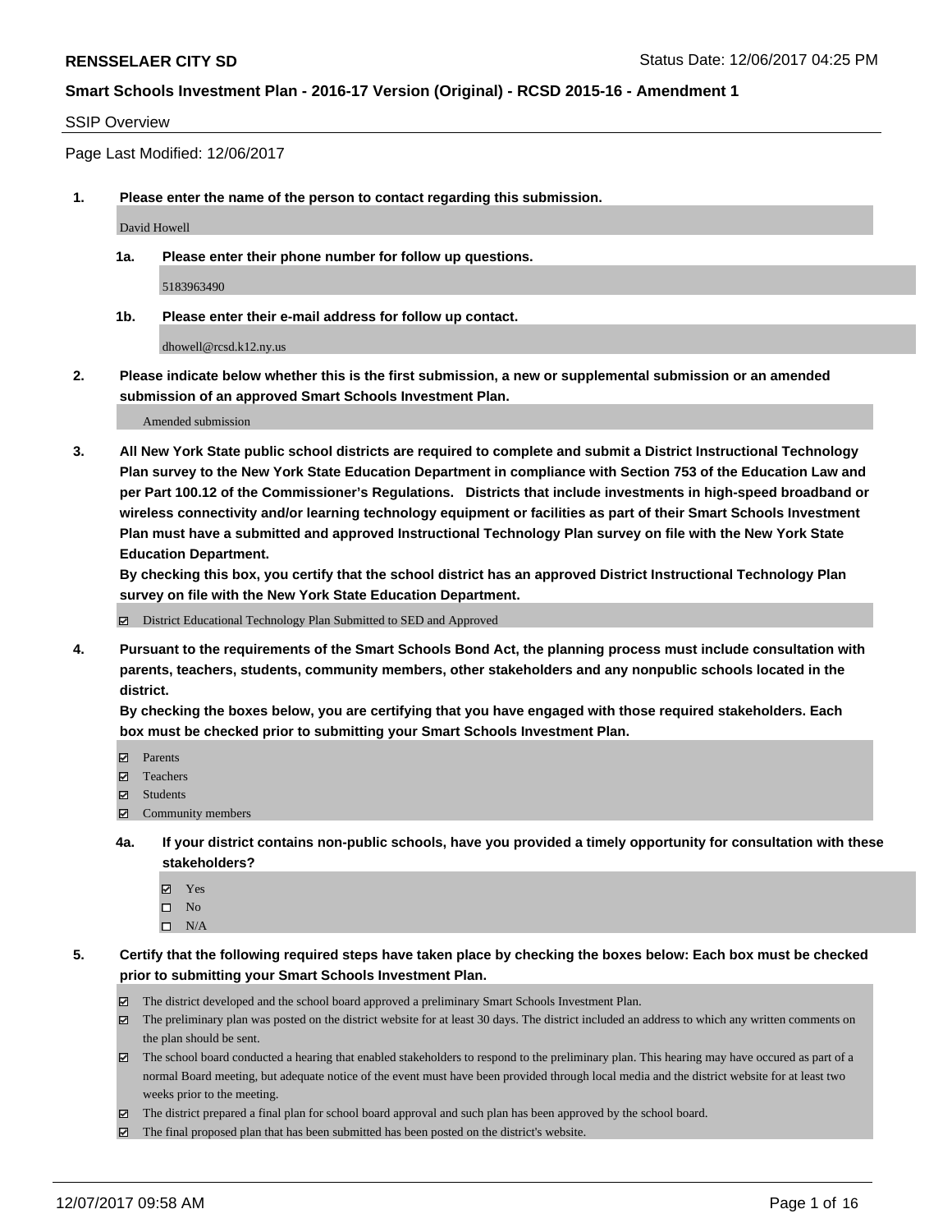**RENSSELAER CITY SD** Status Date: 12/06/2017 04:25 PM

**Smart Schools Investment Plan - 2016-17 Version (Original) - RCSD 2015-16 - Amendment 1**

SSIP Overview

Page Last Modified: 12/06/2017

**1. Please enter the name of the person to contact regarding this submission.**

David Howell

**1a. Please enter their phone number for follow up questions.**

5183963490

**1b. Please enter their e-mail address for follow up contact.**

dhowell@rcsd.k12.ny.us

**2. Please indicate below whether this is the first submission, a new or supplemental submission or an amended submission of an approved Smart Schools Investment Plan.**

Amended submission

**3. All New York State public school districts are required to complete and submit a District Instructional Technology Plan survey to the New York State Education Department in compliance with Section 753 of the Education Law and per Part 100.12 of the Commissioner's Regulations. Districts that include investments in high-speed broadband or wireless connectivity and/or learning technology equipment or facilities as part of their Smart Schools Investment Plan must have a submitted and approved Instructional Technology Plan survey on file with the New York State Education Department.**
**By checking this box, you certify that the school district has an approved District Instructional Technology Plan survey on file with the New York State Education Department.**

- [x] District Educational Technology Plan Submitted to SED and Approved

**4. Pursuant to the requirements of the Smart Schools Bond Act, the planning process must include consultation with parents, teachers, students, community members, other stakeholders and any nonpublic schools located in the district.**
**By checking the boxes below, you are certifying that you have engaged with those required stakeholders. Each box must be checked prior to submitting your Smart Schools Investment Plan.**

- [x] Parents
- [x] Teachers
- [x] Students
- [x] Community members

**4a. If your district contains non-public schools, have you provided a timely opportunity for consultation with these stakeholders?**

- [x] Yes
- [ ] No
- [ ] N/A

**5. Certify that the following required steps have taken place by checking the boxes below: Each box must be checked prior to submitting your Smart Schools Investment Plan.**

- [x] The district developed and the school board approved a preliminary Smart Schools Investment Plan.
- [x] The preliminary plan was posted on the district website for at least 30 days. The district included an address to which any written comments on the plan should be sent.
- [x] The school board conducted a hearing that enabled stakeholders to respond to the preliminary plan. This hearing may have occured as part of a normal Board meeting, but adequate notice of the event must have been provided through local media and the district website for at least two weeks prior to the meeting.
- [x] The district prepared a final plan for school board approval and such plan has been approved by the school board.
- [x] The final proposed plan that has been submitted has been posted on the district's website.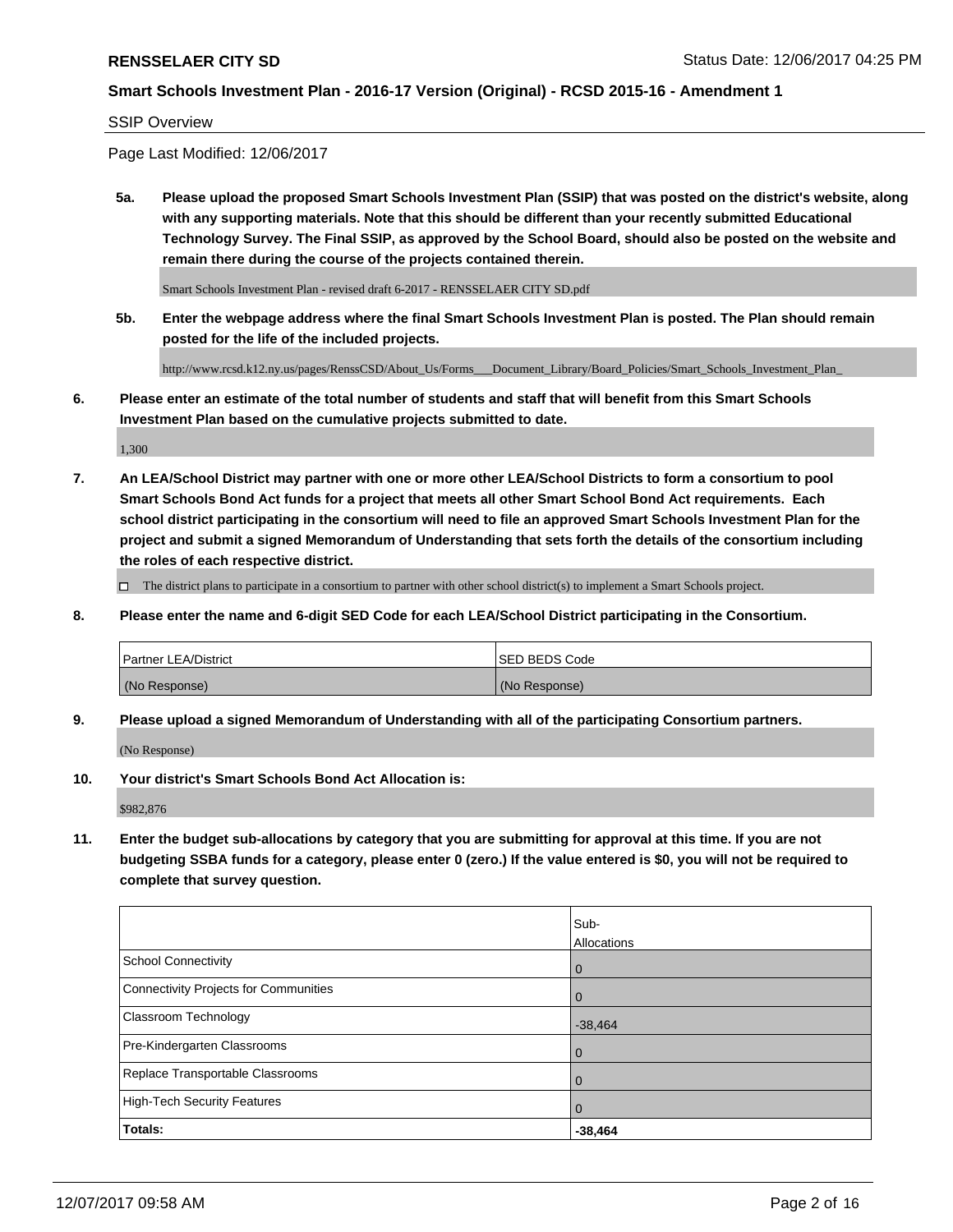SSIP Overview

Page Last Modified: 12/06/2017

**5a. Please upload the proposed Smart Schools Investment Plan (SSIP) that was posted on the district's website, along with any supporting materials. Note that this should be different than your recently submitted Educational Technology Survey. The Final SSIP, as approved by the School Board, should also be posted on the website and remain there during the course of the projects contained therein.**

Smart Schools Investment Plan - revised draft 6-2017 - RENSSELAER CITY SD.pdf

**5b. Enter the webpage address where the final Smart Schools Investment Plan is posted. The Plan should remain posted for the life of the included projects.**

http://www.rcsd.k12.ny.us/pages/RenssCSD/About_Us/Forms___Document_Library/Board_Policies/Smart_Schools_Investment_Plan_

**6. Please enter an estimate of the total number of students and staff that will benefit from this Smart Schools Investment Plan based on the cumulative projects submitted to date.**

1,300

**7. An LEA/School District may partner with one or more other LEA/School Districts to form a consortium to pool Smart Schools Bond Act funds for a project that meets all other Smart School Bond Act requirements. Each school district participating in the consortium will need to file an approved Smart Schools Investment Plan for the project and submit a signed Memorandum of Understanding that sets forth the details of the consortium including the roles of each respective district.**

☐ The district plans to participate in a consortium to partner with other school district(s) to implement a Smart Schools project.

**8. Please enter the name and 6-digit SED Code for each LEA/School District participating in the Consortium.**

| Partner LEA/District | SED BEDS Code |
|---|---|
| (No Response) | (No Response) |

**9. Please upload a signed Memorandum of Understanding with all of the participating Consortium partners.**

(No Response)

**10. Your district's Smart Schools Bond Act Allocation is:**

$982,876

**11. Enter the budget sub-allocations by category that you are submitting for approval at this time. If you are not budgeting SSBA funds for a category, please enter 0 (zero.) If the value entered is $0, you will not be required to complete that survey question.**

| | Sub-Allocations |
|---|---|
| School Connectivity | 0 |
| Connectivity Projects for Communities | 0 |
| Classroom Technology | -38,464 |
| Pre-Kindergarten Classrooms | 0 |
| Replace Transportable Classrooms | 0 |
| High-Tech Security Features | 0 |
| **Totals:** | **-38,464** |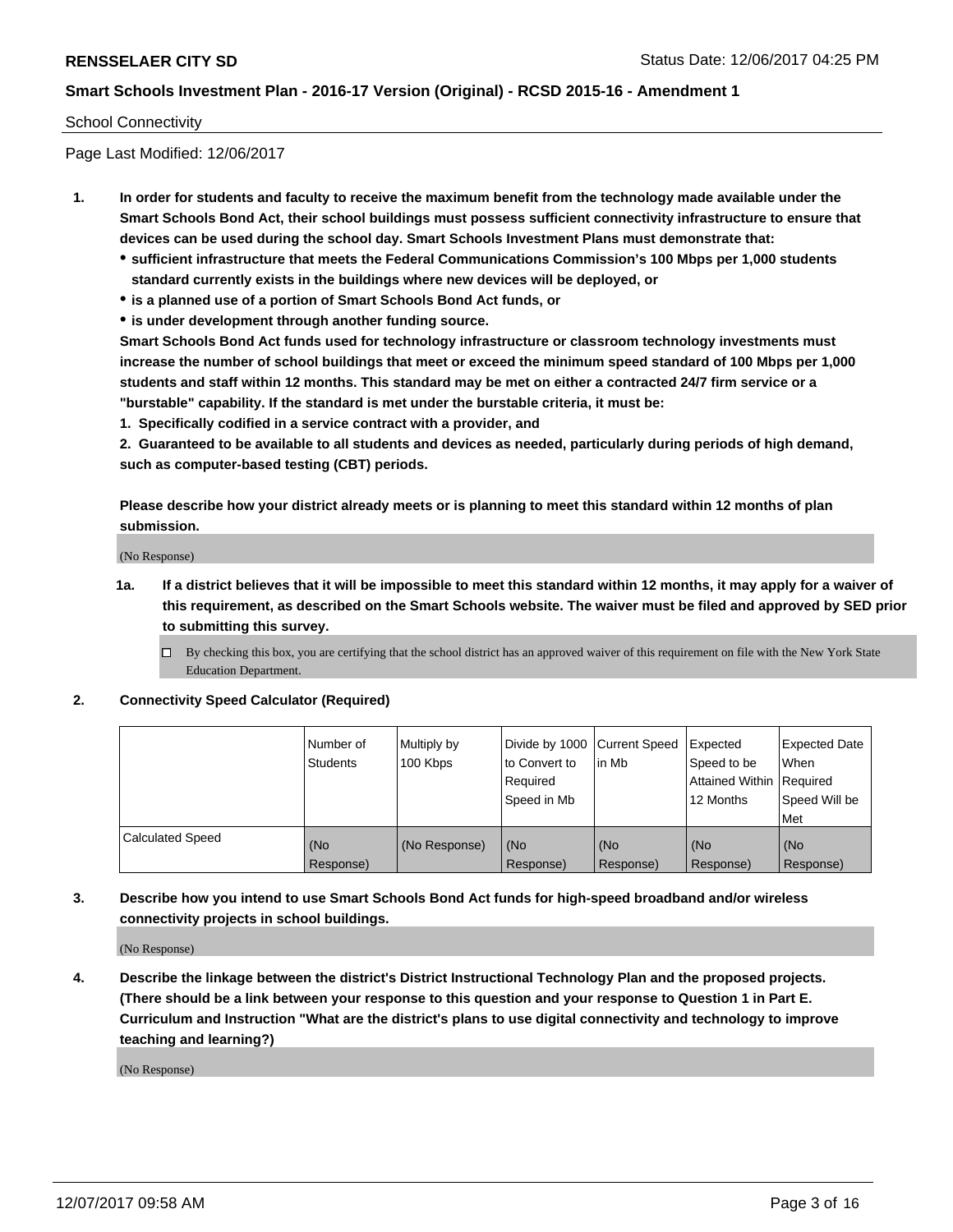School Connectivity

Page Last Modified: 12/06/2017

1. **In order for students and faculty to receive the maximum benefit from the technology made available under the Smart Schools Bond Act, their school buildings must possess sufficient connectivity infrastructure to ensure that devices can be used during the school day. Smart Schools Investment Plans must demonstrate that:**
   - **sufficient infrastructure that meets the Federal Communications Commission's 100 Mbps per 1,000 students standard currently exists in the buildings where new devices will be deployed, or**
   - **is a planned use of a portion of Smart Schools Bond Act funds, or**
   - **is under development through another funding source.**

   **Smart Schools Bond Act funds used for technology infrastructure or classroom technology investments must increase the number of school buildings that meet or exceed the minimum speed standard of 100 Mbps per 1,000 students and staff within 12 months. This standard may be met on either a contracted 24/7 firm service or a "burstable" capability. If the standard is met under the burstable criteria, it must be:**

   **1. Specifically codified in a service contract with a provider, and**

   **2. Guaranteed to be available to all students and devices as needed, particularly during periods of high demand, such as computer-based testing (CBT) periods.**

   **Please describe how your district already meets or is planning to meet this standard within 12 months of plan submission.**

   (No Response)

   **1a. If a district believes that it will be impossible to meet this standard within 12 months, it may apply for a waiver of this requirement, as described on the Smart Schools website. The waiver must be filed and approved by SED prior to submitting this survey.**

   ☐ By checking this box, you are certifying that the school district has an approved waiver of this requirement on file with the New York State Education Department.

2. **Connectivity Speed Calculator (Required)**

| | Number of Students | Multiply by 100 Kbps | Divide by 1000 to Convert to Required Speed in Mb | Current Speed in Mb | Expected Speed to be Attained Within 12 Months | Expected Date When Required Speed Will be Met |
|---|---|---|---|---|---|---|
| Calculated Speed | (No Response) | (No Response) | (No Response) | (No Response) | (No Response) | (No Response) |

3. **Describe how you intend to use Smart Schools Bond Act funds for high-speed broadband and/or wireless connectivity projects in school buildings.**

   (No Response)

4. **Describe the linkage between the district's District Instructional Technology Plan and the proposed projects. (There should be a link between your response to this question and your response to Question 1 in Part E. Curriculum and Instruction "What are the district's plans to use digital connectivity and technology to improve teaching and learning?)**

   (No Response)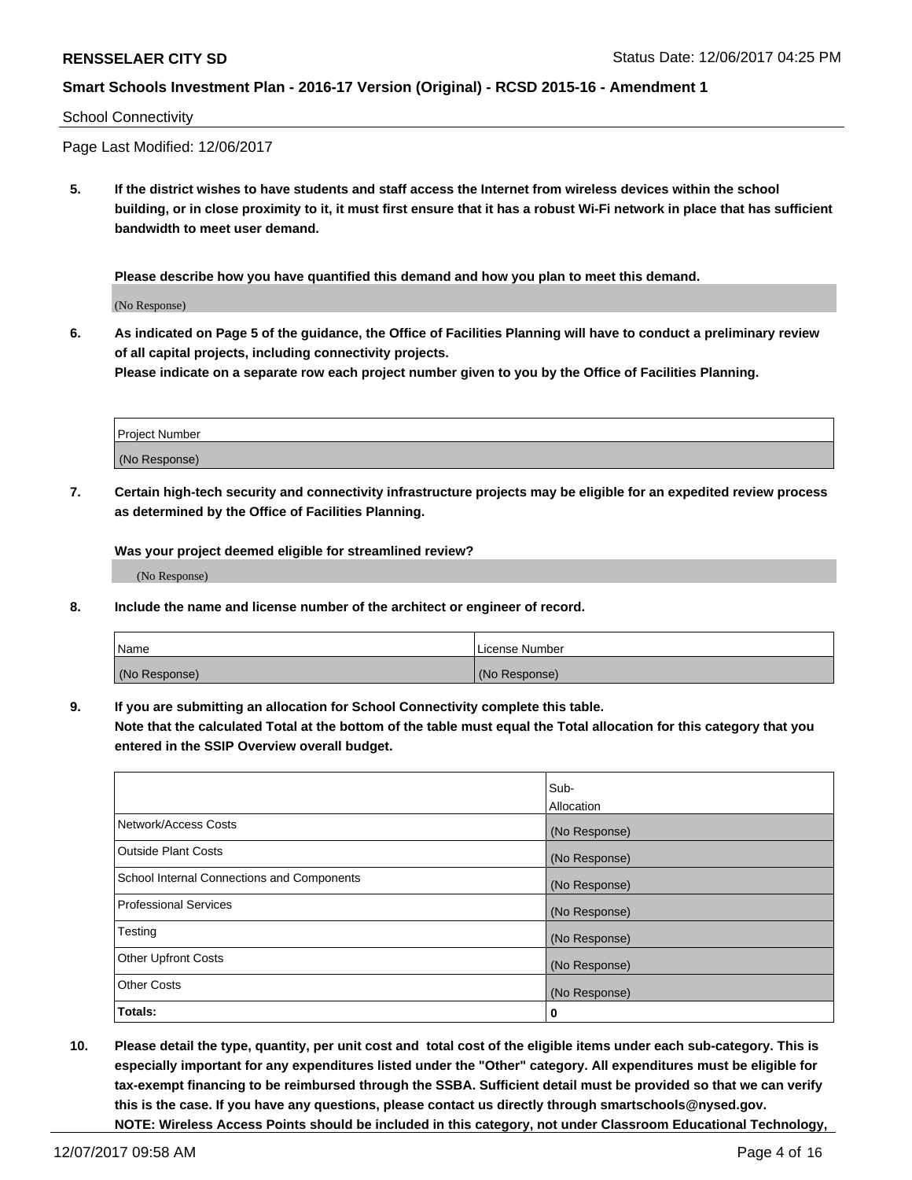School Connectivity

Page Last Modified: 12/06/2017

**5. If the district wishes to have students and staff access the Internet from wireless devices within the school building, or in close proximity to it, it must first ensure that it has a robust Wi-Fi network in place that has sufficient bandwidth to meet user demand.**

**Please describe how you have quantified this demand and how you plan to meet this demand.**

(No Response)

**6. As indicated on Page 5 of the guidance, the Office of Facilities Planning will have to conduct a preliminary review of all capital projects, including connectivity projects.**
**Please indicate on a separate row each project number given to you by the Office of Facilities Planning.**

| Project Number |
|---|
| (No Response) |

**7. Certain high-tech security and connectivity infrastructure projects may be eligible for an expedited review process as determined by the Office of Facilities Planning.**

**Was your project deemed eligible for streamlined review?**

(No Response)

**8. Include the name and license number of the architect or engineer of record.**

| Name | License Number |
|---|---|
| (No Response) | (No Response) |

**9. If you are submitting an allocation for School Connectivity complete this table.**
**Note that the calculated Total at the bottom of the table must equal the Total allocation for this category that you entered in the SSIP Overview overall budget.**

| | Sub-Allocation |
|---|---|
| Network/Access Costs | (No Response) |
| Outside Plant Costs | (No Response) |
| School Internal Connections and Components | (No Response) |
| Professional Services | (No Response) |
| Testing | (No Response) |
| Other Upfront Costs | (No Response) |
| Other Costs | (No Response) |
| **Totals:** | **0** |

**10. Please detail the type, quantity, per unit cost and total cost of the eligible items under each sub-category. This is especially important for any expenditures listed under the "Other" category. All expenditures must be eligible for tax-exempt financing to be reimbursed through the SSBA. Sufficient detail must be provided so that we can verify this is the case. If you have any questions, please contact us directly through smartschools@nysed.gov.**
**NOTE: Wireless Access Points should be included in this category, not under Classroom Educational Technology,**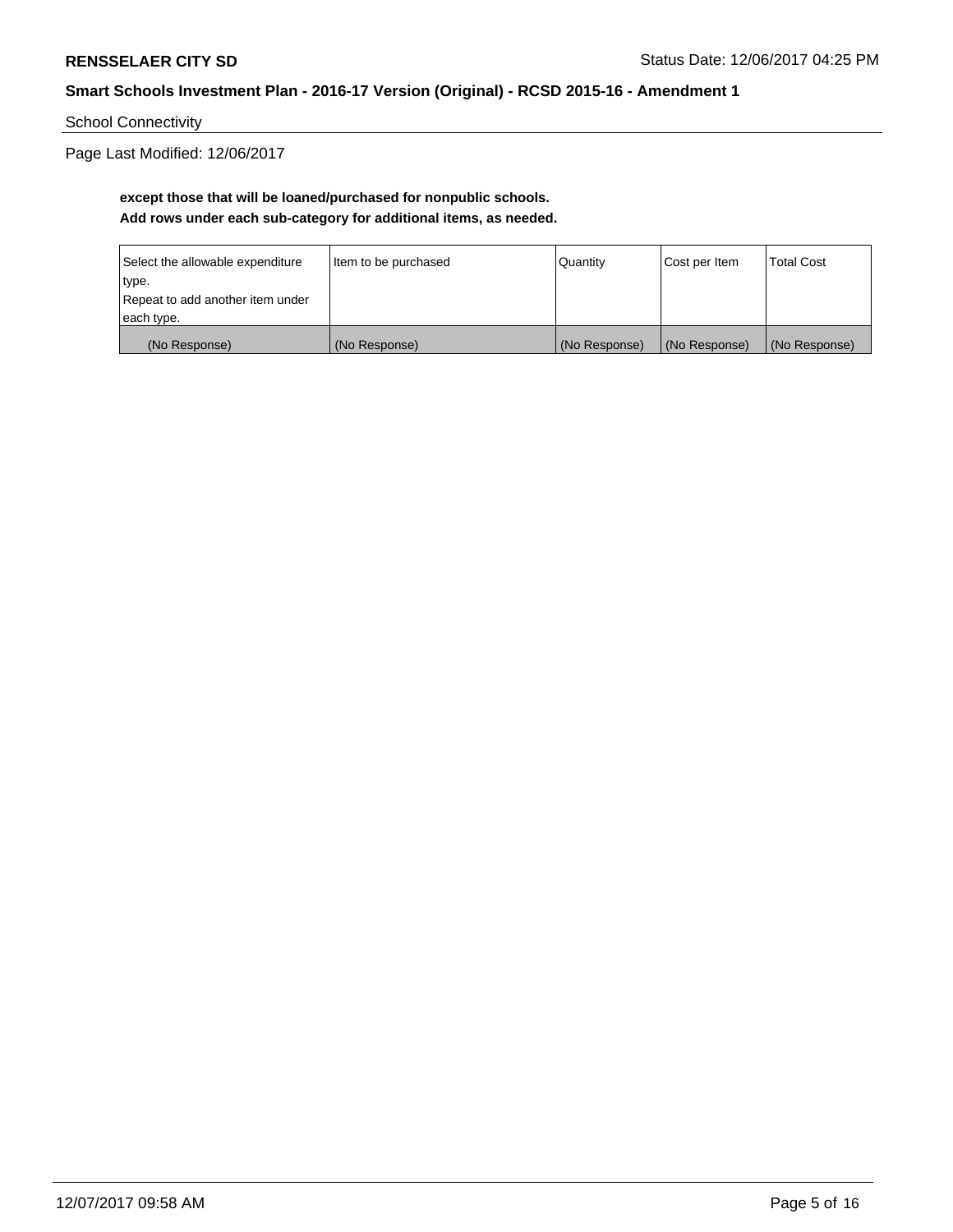School Connectivity

Page Last Modified: 12/06/2017

**except those that will be loaned/purchased for nonpublic schools.**
**Add rows under each sub-category for additional items, as needed.**

| Select the allowable expenditure type. Repeat to add another item under each type. | Item to be purchased | Quantity | Cost per Item | Total Cost |
|---|---|---|---|---|
| (No Response) | (No Response) | (No Response) | (No Response) | (No Response) |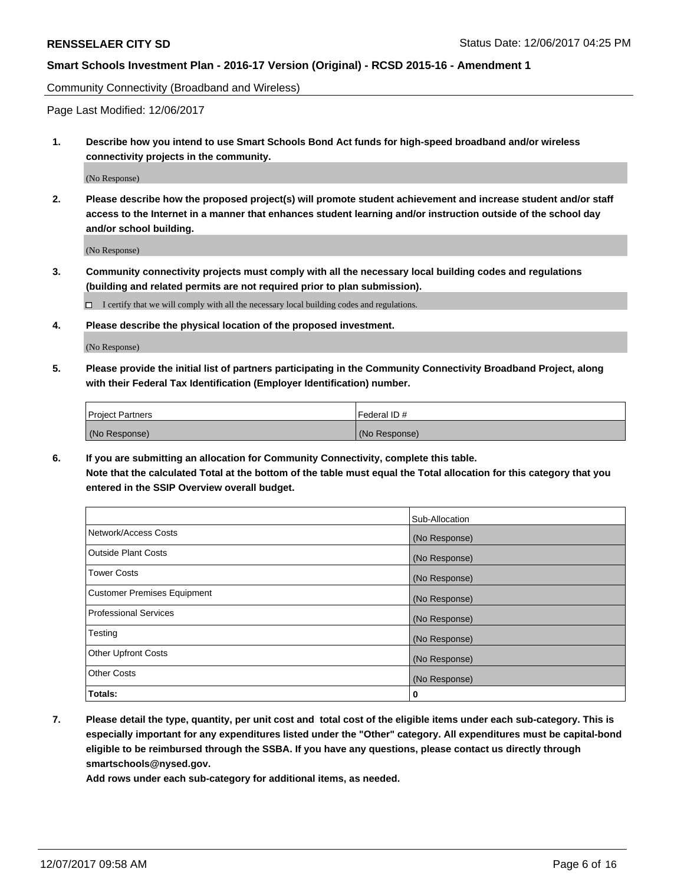**RENSSELAER CITY SD** Status Date: 12/06/2017 04:25 PM

**Smart Schools Investment Plan - 2016-17 Version (Original) - RCSD 2015-16 - Amendment 1**

Community Connectivity (Broadband and Wireless)

Page Last Modified: 12/06/2017

1. **Describe how you intend to use Smart Schools Bond Act funds for high-speed broadband and/or wireless connectivity projects in the community.**

   (No Response)

2. **Please describe how the proposed project(s) will promote student achievement and increase student and/or staff access to the Internet in a manner that enhances student learning and/or instruction outside of the school day and/or school building.**

   (No Response)

3. **Community connectivity projects must comply with all the necessary local building codes and regulations (building and related permits are not required prior to plan submission).**

   ☐ I certify that we will comply with all the necessary local building codes and regulations.

4. **Please describe the physical location of the proposed investment.**

   (No Response)

5. **Please provide the initial list of partners participating in the Community Connectivity Broadband Project, along with their Federal Tax Identification (Employer Identification) number.**

| Project Partners | Federal ID # |
|---|---|
| (No Response) | (No Response) |

6. **If you are submitting an allocation for Community Connectivity, complete this table.**
   **Note that the calculated Total at the bottom of the table must equal the Total allocation for this category that you entered in the SSIP Overview overall budget.**

| | Sub-Allocation |
|---|---|
| Network/Access Costs | (No Response) |
| Outside Plant Costs | (No Response) |
| Tower Costs | (No Response) |
| Customer Premises Equipment | (No Response) |
| Professional Services | (No Response) |
| Testing | (No Response) |
| Other Upfront Costs | (No Response) |
| Other Costs | (No Response) |
| **Totals:** | **0** |

7. **Please detail the type, quantity, per unit cost and total cost of the eligible items under each sub-category. This is especially important for any expenditures listed under the "Other" category. All expenditures must be capital-bond eligible to be reimbursed through the SSBA. If you have any questions, please contact us directly through smartschools@nysed.gov.**
   **Add rows under each sub-category for additional items, as needed.**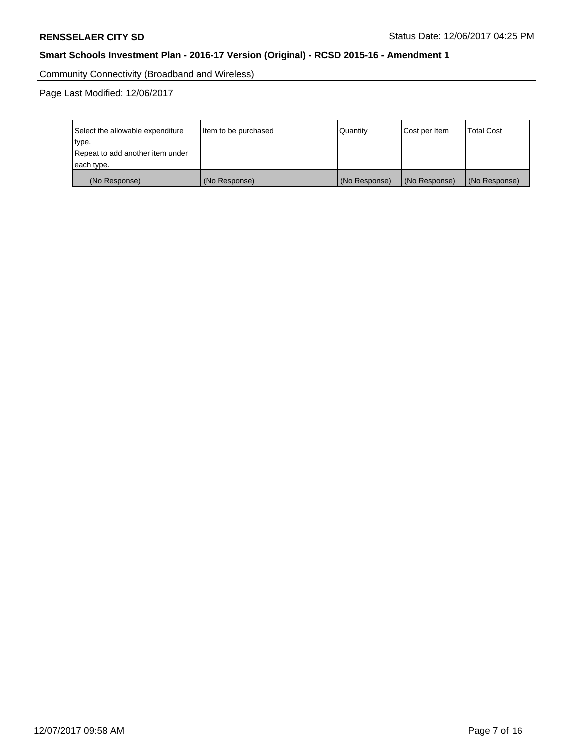Community Connectivity (Broadband and Wireless)

Page Last Modified: 12/06/2017

| Select the allowable expenditure type. Repeat to add another item under each type. | Item to be purchased | Quantity | Cost per Item | Total Cost |
| --- | --- | --- | --- | --- |
| (No Response) | (No Response) | (No Response) | (No Response) | (No Response) |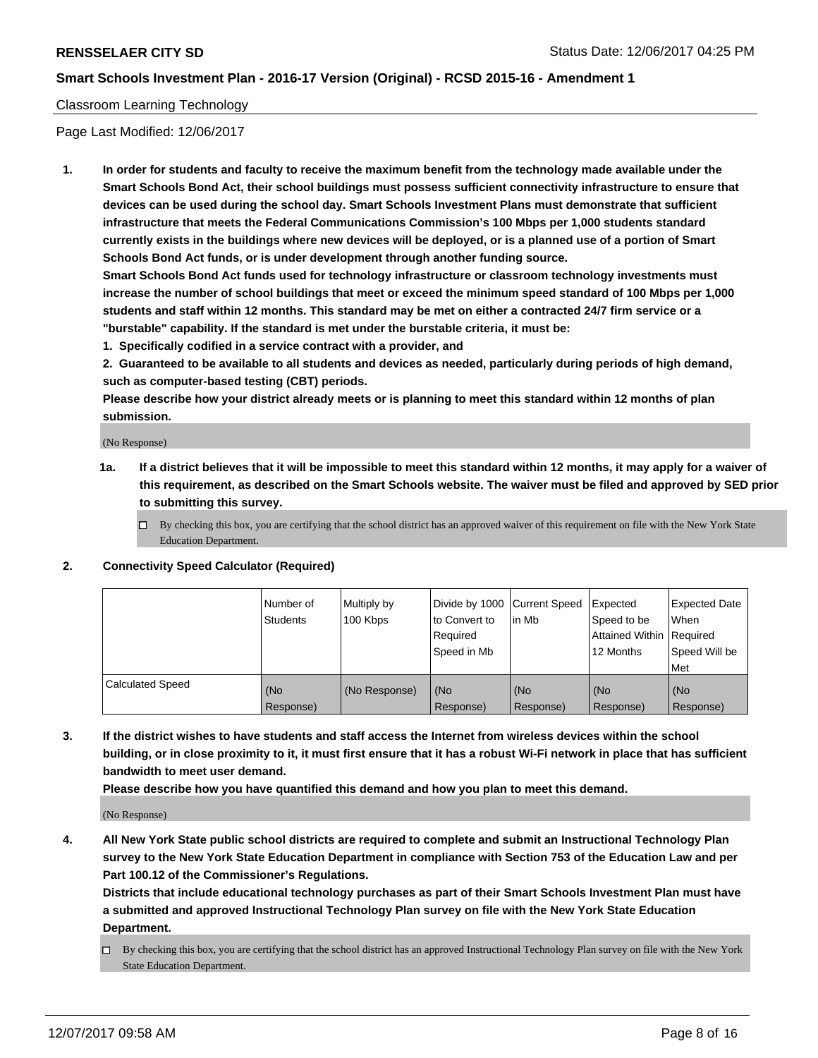Classroom Learning Technology

Page Last Modified: 12/06/2017

1. **In order for students and faculty to receive the maximum benefit from the technology made available under the Smart Schools Bond Act, their school buildings must possess sufficient connectivity infrastructure to ensure that devices can be used during the school day. Smart Schools Investment Plans must demonstrate that sufficient infrastructure that meets the Federal Communications Commission's 100 Mbps per 1,000 students standard currently exists in the buildings where new devices will be deployed, or is a planned use of a portion of Smart Schools Bond Act funds, or is under development through another funding source.**
   **Smart Schools Bond Act funds used for technology infrastructure or classroom technology investments must increase the number of school buildings that meet or exceed the minimum speed standard of 100 Mbps per 1,000 students and staff within 12 months. This standard may be met on either a contracted 24/7 firm service or a "burstable" capability. If the standard is met under the burstable criteria, it must be:**
   **1. Specifically codified in a service contract with a provider, and**
   **2. Guaranteed to be available to all students and devices as needed, particularly during periods of high demand, such as computer-based testing (CBT) periods.**
   **Please describe how your district already meets or is planning to meet this standard within 12 months of plan submission.**

   (No Response)

   1a. **If a district believes that it will be impossible to meet this standard within 12 months, it may apply for a waiver of this requirement, as described on the Smart Schools website. The waiver must be filed and approved by SED prior to submitting this survey.**

   ☐ By checking this box, you are certifying that the school district has an approved waiver of this requirement on file with the New York State Education Department.

2. **Connectivity Speed Calculator (Required)**

| | Number of Students | Multiply by 100 Kbps | Divide by 1000 to Convert to Required Speed in Mb | Current Speed in Mb | Expected Speed to be Attained Within 12 Months | Expected Date When Required Speed Will be Met |
|---|---|---|---|---|---|---|
| Calculated Speed | (No Response) | (No Response) | (No Response) | (No Response) | (No Response) | (No Response) |

3. **If the district wishes to have students and staff access the Internet from wireless devices within the school building, or in close proximity to it, it must first ensure that it has a robust Wi-Fi network in place that has sufficient bandwidth to meet user demand.**
   **Please describe how you have quantified this demand and how you plan to meet this demand.**

   (No Response)

4. **All New York State public school districts are required to complete and submit an Instructional Technology Plan survey to the New York State Education Department in compliance with Section 753 of the Education Law and per Part 100.12 of the Commissioner's Regulations.**
   **Districts that include educational technology purchases as part of their Smart Schools Investment Plan must have a submitted and approved Instructional Technology Plan survey on file with the New York State Education Department.**

   ☐ By checking this box, you are certifying that the school district has an approved Instructional Technology Plan survey on file with the New York State Education Department.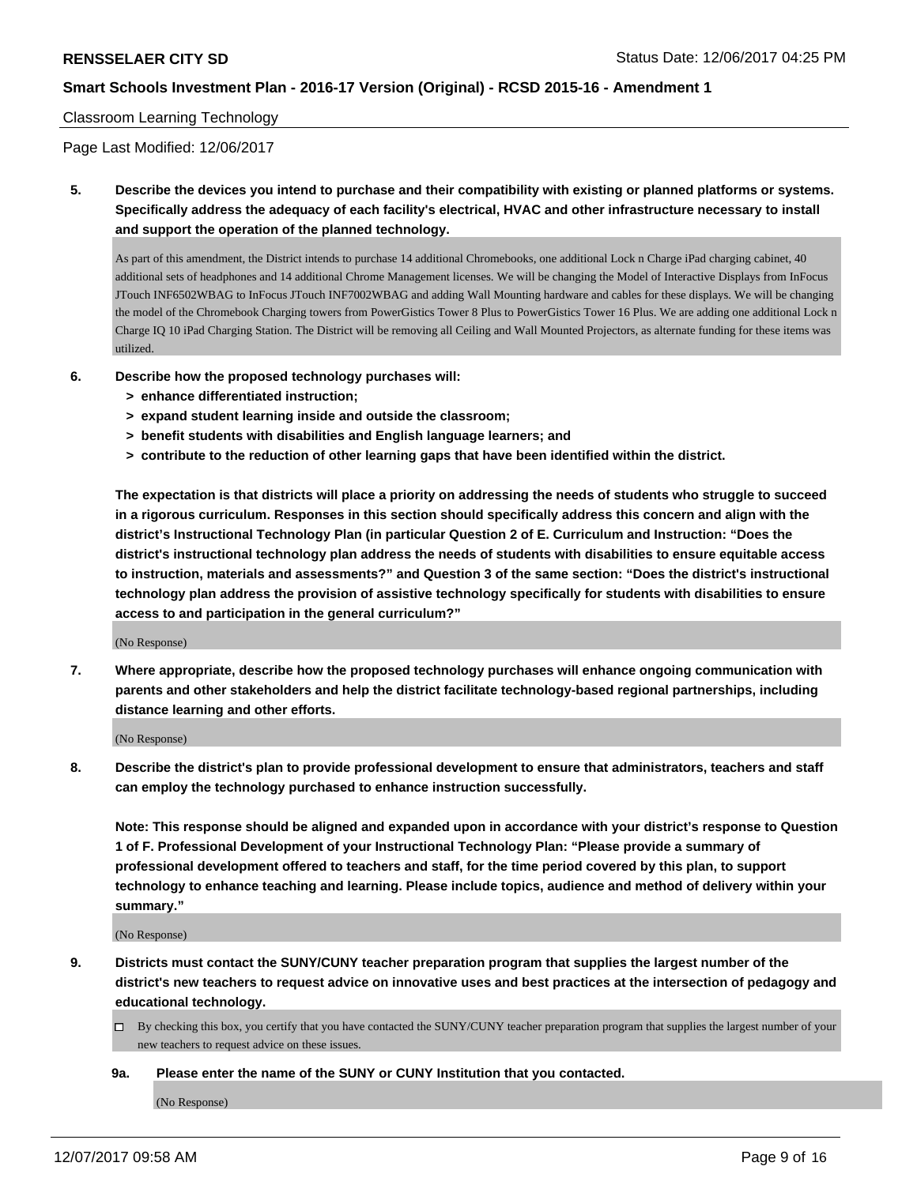Classroom Learning Technology

Page Last Modified: 12/06/2017

**5. Describe the devices you intend to purchase and their compatibility with existing or planned platforms or systems. Specifically address the adequacy of each facility's electrical, HVAC and other infrastructure necessary to install and support the operation of the planned technology.**

As part of this amendment, the District intends to purchase 14 additional Chromebooks, one additional Lock n Charge iPad charging cabinet, 40 additional sets of headphones and 14 additional Chrome Management licenses. We will be changing the Model of Interactive Displays from InFocus JTouch INF6502WBAG to InFocus JTouch INF7002WBAG and adding Wall Mounting hardware and cables for these displays. We will be changing the model of the Chromebook Charging towers from PowerGistics Tower 8 Plus to PowerGistics Tower 16 Plus. We are adding one additional Lock n Charge IQ 10 iPad Charging Station. The District will be removing all Ceiling and Wall Mounted Projectors, as alternate funding for these items was utilized.

**6. Describe how the proposed technology purchases will:**
**> enhance differentiated instruction;**
**> expand student learning inside and outside the classroom;**
**> benefit students with disabilities and English language learners; and**
**> contribute to the reduction of other learning gaps that have been identified within the district.**

**The expectation is that districts will place a priority on addressing the needs of students who struggle to succeed in a rigorous curriculum. Responses in this section should specifically address this concern and align with the district's Instructional Technology Plan (in particular Question 2 of E. Curriculum and Instruction: "Does the district's instructional technology plan address the needs of students with disabilities to ensure equitable access to instruction, materials and assessments?" and Question 3 of the same section: "Does the district's instructional technology plan address the provision of assistive technology specifically for students with disabilities to ensure access to and participation in the general curriculum?"**

(No Response)

**7. Where appropriate, describe how the proposed technology purchases will enhance ongoing communication with parents and other stakeholders and help the district facilitate technology-based regional partnerships, including distance learning and other efforts.**

(No Response)

**8. Describe the district's plan to provide professional development to ensure that administrators, teachers and staff can employ the technology purchased to enhance instruction successfully.**

**Note: This response should be aligned and expanded upon in accordance with your district's response to Question 1 of F. Professional Development of your Instructional Technology Plan: "Please provide a summary of professional development offered to teachers and staff, for the time period covered by this plan, to support technology to enhance teaching and learning. Please include topics, audience and method of delivery within your summary."**

(No Response)

**9. Districts must contact the SUNY/CUNY teacher preparation program that supplies the largest number of the district's new teachers to request advice on innovative uses and best practices at the intersection of pedagogy and educational technology.**

☐ By checking this box, you certify that you have contacted the SUNY/CUNY teacher preparation program that supplies the largest number of your new teachers to request advice on these issues.

**9a. Please enter the name of the SUNY or CUNY Institution that you contacted.**

(No Response)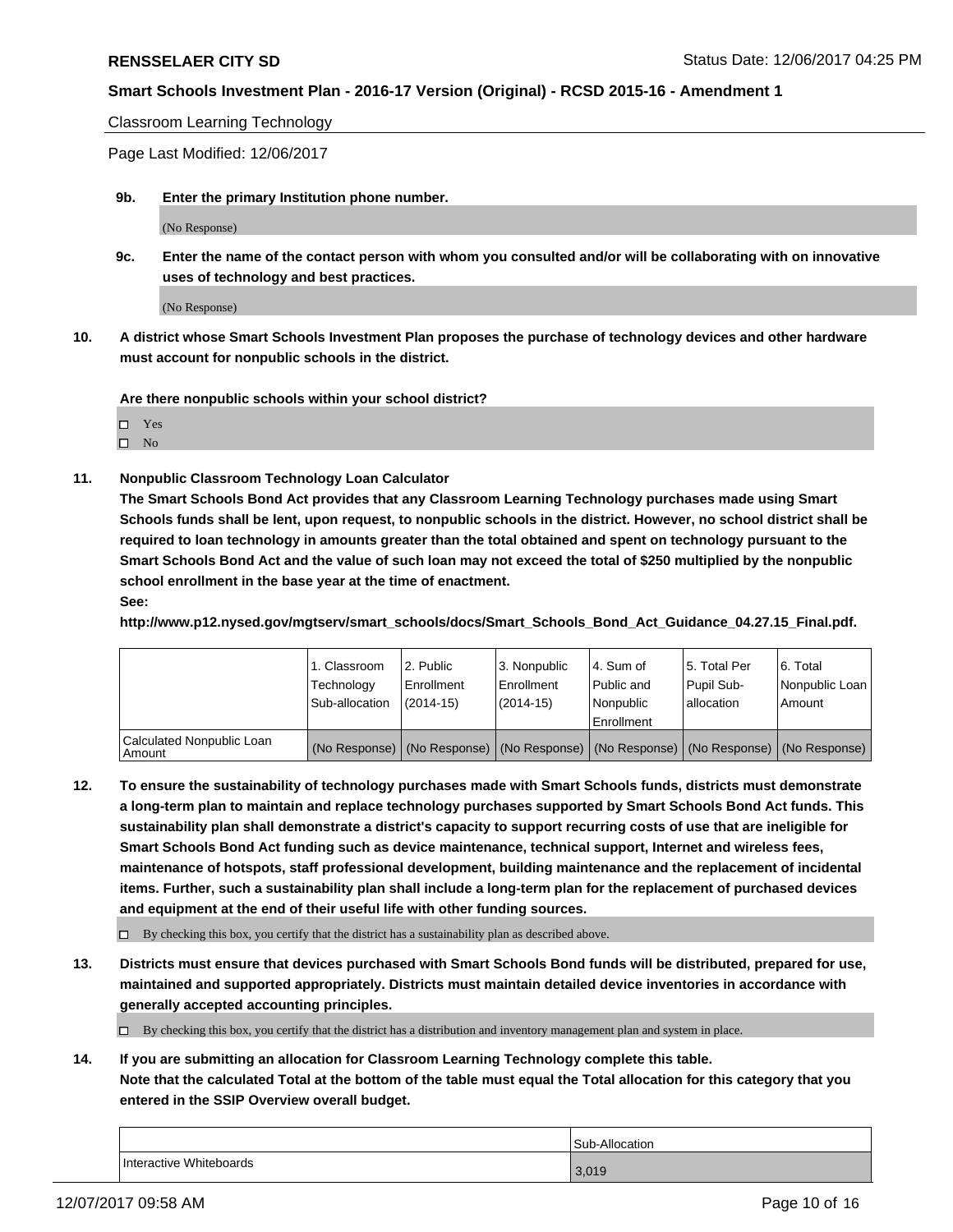Classroom Learning Technology

Page Last Modified: 12/06/2017

**9b. Enter the primary Institution phone number.**

(No Response)

**9c. Enter the name of the contact person with whom you consulted and/or will be collaborating with on innovative uses of technology and best practices.**

(No Response)

**10. A district whose Smart Schools Investment Plan proposes the purchase of technology devices and other hardware must account for nonpublic schools in the district.**

**Are there nonpublic schools within your school district?**

- ☐ Yes
- ☐ No

**11. Nonpublic Classroom Technology Loan Calculator**

**The Smart Schools Bond Act provides that any Classroom Learning Technology purchases made using Smart Schools funds shall be lent, upon request, to nonpublic schools in the district. However, no school district shall be required to loan technology in amounts greater than the total obtained and spent on technology pursuant to the Smart Schools Bond Act and the value of such loan may not exceed the total of $250 multiplied by the nonpublic school enrollment in the base year at the time of enactment.**

**See:**

**http://www.p12.nysed.gov/mgtserv/smart_schools/docs/Smart_Schools_Bond_Act_Guidance_04.27.15_Final.pdf.**

| | 1. Classroom Technology Sub-allocation | 2. Public Enrollment (2014-15) | 3. Nonpublic Enrollment (2014-15) | 4. Sum of Public and Nonpublic Enrollment | 5. Total Per Pupil Sub-allocation | 6. Total Nonpublic Loan Amount |
|---|---|---|---|---|---|---|
| Calculated Nonpublic Loan Amount | (No Response) | (No Response) | (No Response) | (No Response) | (No Response) | (No Response) |

**12. To ensure the sustainability of technology purchases made with Smart Schools funds, districts must demonstrate a long-term plan to maintain and replace technology purchases supported by Smart Schools Bond Act funds. This sustainability plan shall demonstrate a district's capacity to support recurring costs of use that are ineligible for Smart Schools Bond Act funding such as device maintenance, technical support, Internet and wireless fees, maintenance of hotspots, staff professional development, building maintenance and the replacement of incidental items. Further, such a sustainability plan shall include a long-term plan for the replacement of purchased devices and equipment at the end of their useful life with other funding sources.**

- ☐ By checking this box, you certify that the district has a sustainability plan as described above.

**13. Districts must ensure that devices purchased with Smart Schools Bond funds will be distributed, prepared for use, maintained and supported appropriately. Districts must maintain detailed device inventories in accordance with generally accepted accounting principles.**

- ☐ By checking this box, you certify that the district has a distribution and inventory management plan and system in place.

**14. If you are submitting an allocation for Classroom Learning Technology complete this table. Note that the calculated Total at the bottom of the table must equal the Total allocation for this category that you entered in the SSIP Overview overall budget.**

| | Sub-Allocation |
|---|---|
| Interactive Whiteboards | 3,019 |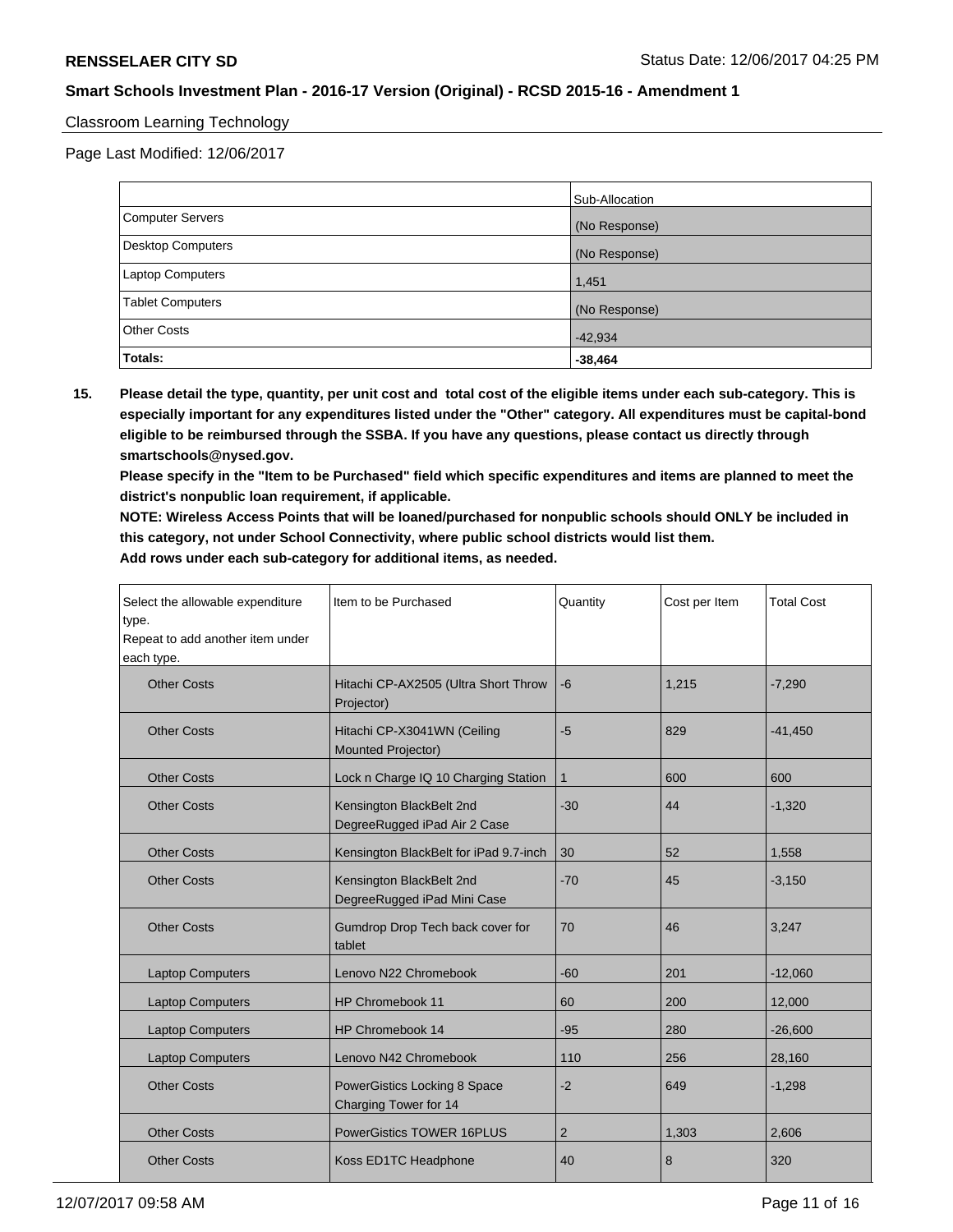Classroom Learning Technology

Page Last Modified: 12/06/2017

| | Sub-Allocation |
|---|---|
| Computer Servers | (No Response) |
| Desktop Computers | (No Response) |
| Laptop Computers | 1,451 |
| Tablet Computers | (No Response) |
| Other Costs | -42,934 |
| **Totals:** | **-38,464** |

**15. Please detail the type, quantity, per unit cost and total cost of the eligible items under each sub-category. This is especially important for any expenditures listed under the "Other" category. All expenditures must be capital-bond eligible to be reimbursed through the SSBA. If you have any questions, please contact us directly through smartschools@nysed.gov.**

**Please specify in the "Item to be Purchased" field which specific expenditures and items are planned to meet the district's nonpublic loan requirement, if applicable.**

**NOTE: Wireless Access Points that will be loaned/purchased for nonpublic schools should ONLY be included in this category, not under School Connectivity, where public school districts would list them.**

**Add rows under each sub-category for additional items, as needed.**

| Select the allowable expenditure type. Repeat to add another item under each type. | Item to be Purchased | Quantity | Cost per Item | Total Cost |
|---|---|---|---|---|
| Other Costs | Hitachi CP-AX2505 (Ultra Short Throw Projector) | -6 | 1,215 | -7,290 |
| Other Costs | Hitachi CP-X3041WN (Ceiling Mounted Projector) | -5 | 829 | -41,450 |
| Other Costs | Lock n Charge IQ 10 Charging Station | 1 | 600 | 600 |
| Other Costs | Kensington BlackBelt 2nd DegreeRugged iPad Air 2 Case | -30 | 44 | -1,320 |
| Other Costs | Kensington BlackBelt for iPad 9.7-inch | 30 | 52 | 1,558 |
| Other Costs | Kensington BlackBelt 2nd DegreeRugged iPad Mini Case | -70 | 45 | -3,150 |
| Other Costs | Gumdrop Drop Tech back cover for tablet | 70 | 46 | 3,247 |
| Laptop Computers | Lenovo N22 Chromebook | -60 | 201 | -12,060 |
| Laptop Computers | HP Chromebook 11 | 60 | 200 | 12,000 |
| Laptop Computers | HP Chromebook 14 | -95 | 280 | -26,600 |
| Laptop Computers | Lenovo N42 Chromebook | 110 | 256 | 28,160 |
| Other Costs | PowerGistics Locking 8 Space Charging Tower for 14 | -2 | 649 | -1,298 |
| Other Costs | PowerGistics TOWER 16PLUS | 2 | 1,303 | 2,606 |
| Other Costs | Koss ED1TC Headphone | 40 | 8 | 320 |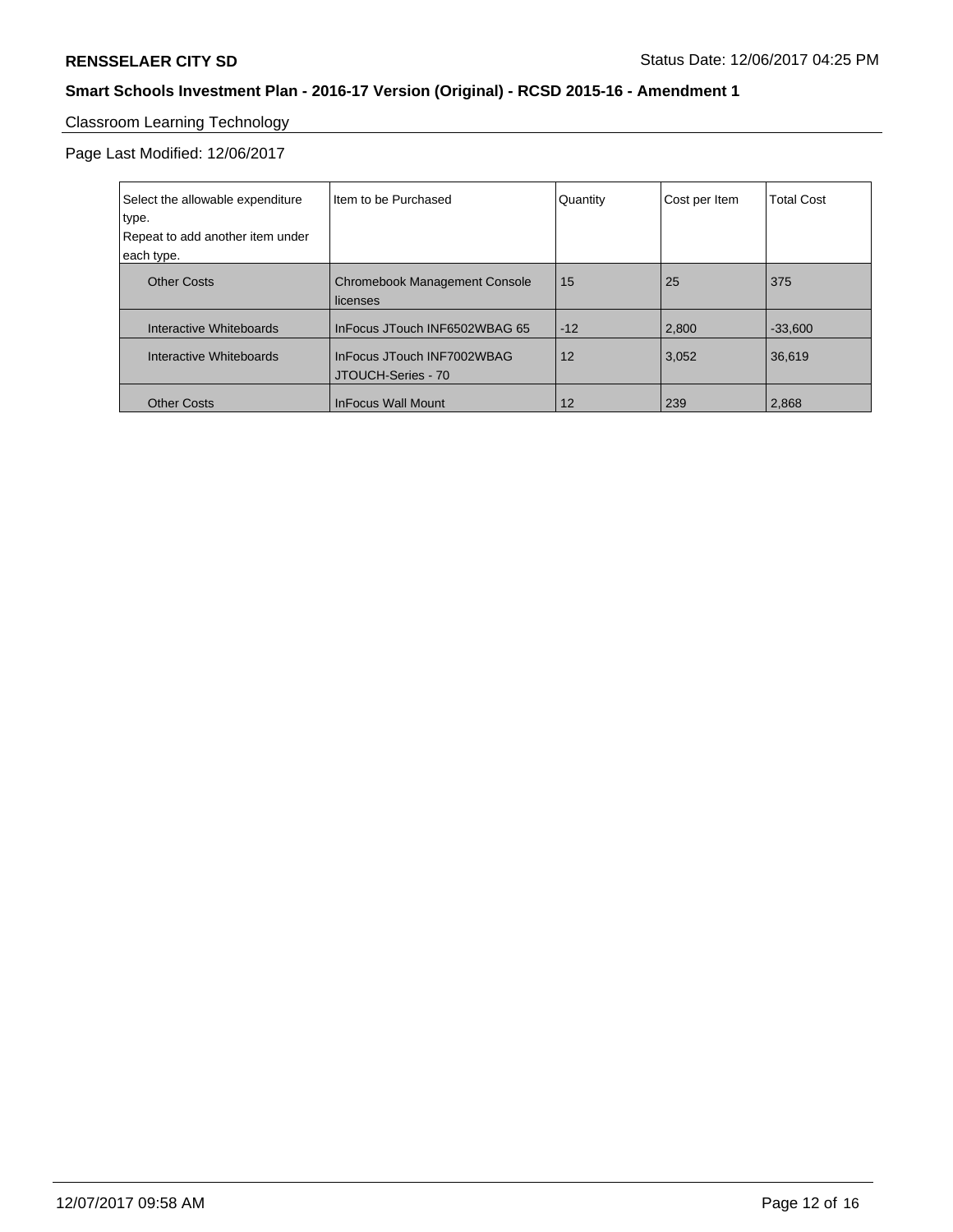**RENSSELAER CITY SD**

Status Date: 12/06/2017 04:25 PM

**Smart Schools Investment Plan - 2016-17 Version (Original) - RCSD 2015-16 - Amendment 1**

## Classroom Learning Technology

Page Last Modified: 12/06/2017

| Select the allowable expenditure type. Repeat to add another item under each type. | Item to be Purchased | Quantity | Cost per Item | Total Cost |
|---|---|---|---|---|
| Other Costs | Chromebook Management Console licenses | 15 | 25 | 375 |
| Interactive Whiteboards | InFocus JTouch INF6502WBAG 65 | -12 | 2,800 | -33,600 |
| Interactive Whiteboards | InFocus JTouch INF7002WBAG JTOUCH-Series - 70 | 12 | 3,052 | 36,619 |
| Other Costs | InFocus Wall Mount | 12 | 239 | 2,868 |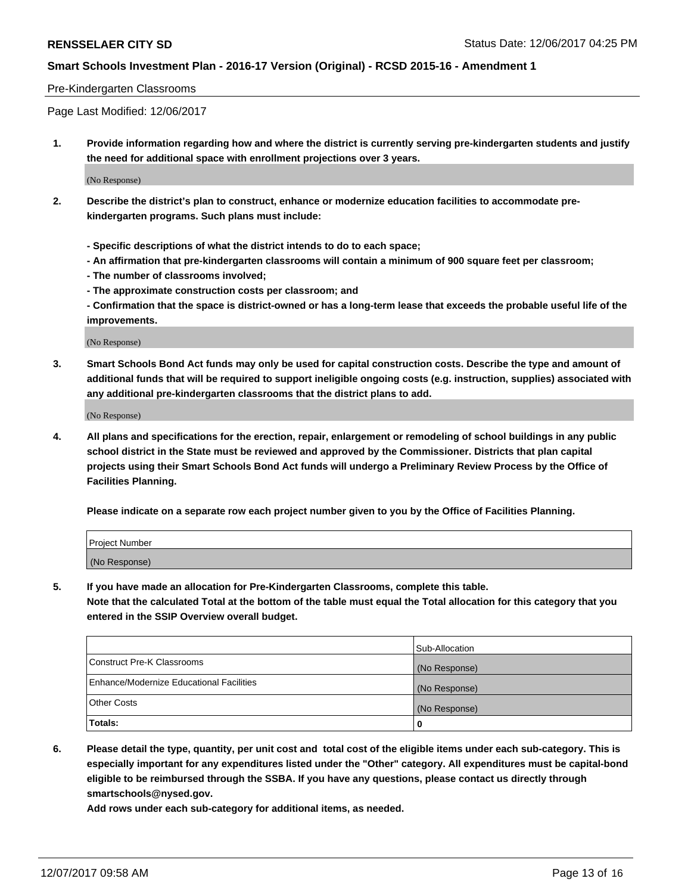Pre-Kindergarten Classrooms

Page Last Modified: 12/06/2017

**1. Provide information regarding how and where the district is currently serving pre-kindergarten students and justify the need for additional space with enrollment projections over 3 years.**

(No Response)

**2. Describe the district's plan to construct, enhance or modernize education facilities to accommodate pre-kindergarten programs. Such plans must include:**

**- Specific descriptions of what the district intends to do to each space;**
**- An affirmation that pre-kindergarten classrooms will contain a minimum of 900 square feet per classroom;**
**- The number of classrooms involved;**
**- The approximate construction costs per classroom; and**
**- Confirmation that the space is district-owned or has a long-term lease that exceeds the probable useful life of the improvements.**

(No Response)

**3. Smart Schools Bond Act funds may only be used for capital construction costs. Describe the type and amount of additional funds that will be required to support ineligible ongoing costs (e.g. instruction, supplies) associated with any additional pre-kindergarten classrooms that the district plans to add.**

(No Response)

**4. All plans and specifications for the erection, repair, enlargement or remodeling of school buildings in any public school district in the State must be reviewed and approved by the Commissioner. Districts that plan capital projects using their Smart Schools Bond Act funds will undergo a Preliminary Review Process by the Office of Facilities Planning.**

**Please indicate on a separate row each project number given to you by the Office of Facilities Planning.**

| Project Number |
| --- |
| (No Response) |

**5. If you have made an allocation for Pre-Kindergarten Classrooms, complete this table.**
**Note that the calculated Total at the bottom of the table must equal the Total allocation for this category that you entered in the SSIP Overview overall budget.**

| | Sub-Allocation |
| --- | --- |
| Construct Pre-K Classrooms | (No Response) |
| Enhance/Modernize Educational Facilities | (No Response) |
| Other Costs | (No Response) |
| **Totals:** | **0** |

**6. Please detail the type, quantity, per unit cost and total cost of the eligible items under each sub-category. This is especially important for any expenditures listed under the "Other" category. All expenditures must be capital-bond eligible to be reimbursed through the SSBA. If you have any questions, please contact us directly through smartschools@nysed.gov.**

**Add rows under each sub-category for additional items, as needed.**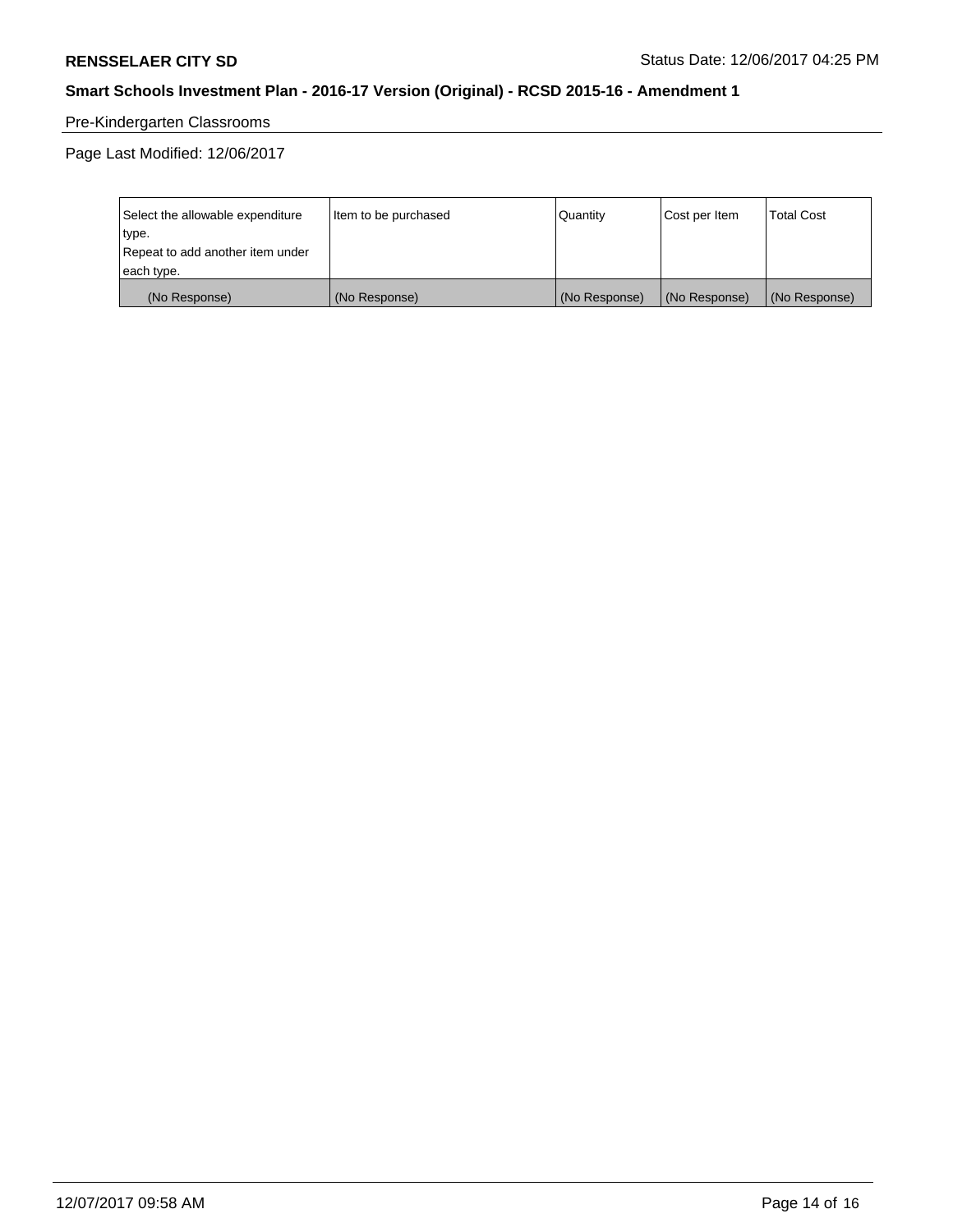Pre-Kindergarten Classrooms

Page Last Modified: 12/06/2017

| Select the allowable expenditure type.<br>Repeat to add another item under each type. | Item to be purchased | Quantity | Cost per Item | Total Cost |
|---|---|---|---|---|
| (No Response) | (No Response) | (No Response) | (No Response) | (No Response) |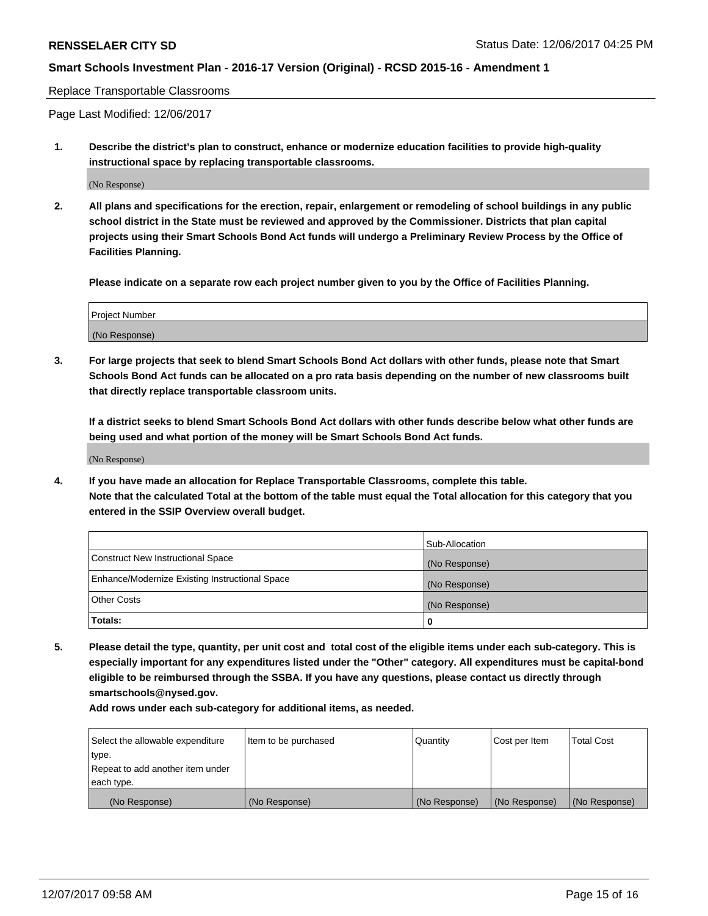Replace Transportable Classrooms

Page Last Modified: 12/06/2017

**1. Describe the district's plan to construct, enhance or modernize education facilities to provide high-quality instructional space by replacing transportable classrooms.**

(No Response)

**2. All plans and specifications for the erection, repair, enlargement or remodeling of school buildings in any public school district in the State must be reviewed and approved by the Commissioner. Districts that plan capital projects using their Smart Schools Bond Act funds will undergo a Preliminary Review Process by the Office of Facilities Planning.**

**Please indicate on a separate row each project number given to you by the Office of Facilities Planning.**

| Project Number |
| --- |
| (No Response) |

**3. For large projects that seek to blend Smart Schools Bond Act dollars with other funds, please note that Smart Schools Bond Act funds can be allocated on a pro rata basis depending on the number of new classrooms built that directly replace transportable classroom units.**

**If a district seeks to blend Smart Schools Bond Act dollars with other funds describe below what other funds are being used and what portion of the money will be Smart Schools Bond Act funds.**

(No Response)

**4. If you have made an allocation for Replace Transportable Classrooms, complete this table. Note that the calculated Total at the bottom of the table must equal the Total allocation for this category that you entered in the SSIP Overview overall budget.**

| | Sub-Allocation |
| --- | --- |
| Construct New Instructional Space | (No Response) |
| Enhance/Modernize Existing Instructional Space | (No Response) |
| Other Costs | (No Response) |
| **Totals:** | **0** |

**5. Please detail the type, quantity, per unit cost and total cost of the eligible items under each sub-category. This is especially important for any expenditures listed under the "Other" category. All expenditures must be capital-bond eligible to be reimbursed through the SSBA. If you have any questions, please contact us directly through smartschools@nysed.gov.**

**Add rows under each sub-category for additional items, as needed.**

| Select the allowable expenditure type. Repeat to add another item under each type. | Item to be purchased | Quantity | Cost per Item | Total Cost |
| --- | --- | --- | --- | --- |
| (No Response) | (No Response) | (No Response) | (No Response) | (No Response) |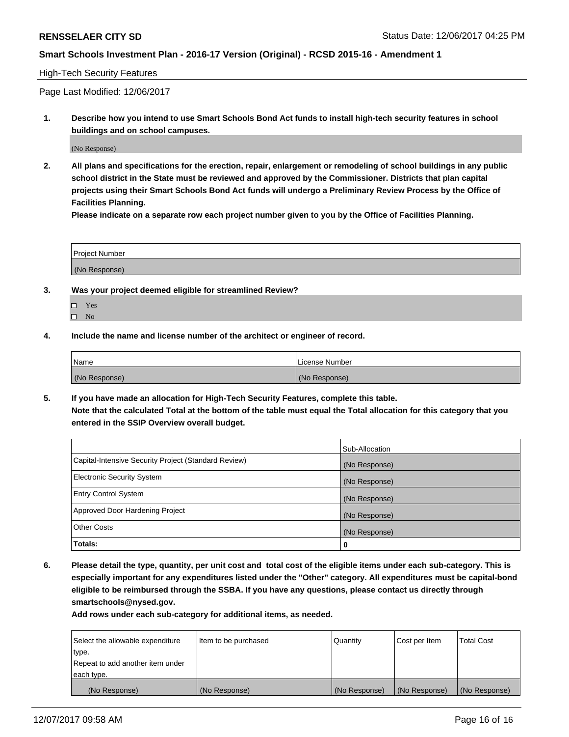High-Tech Security Features

Page Last Modified: 12/06/2017

**1. Describe how you intend to use Smart Schools Bond Act funds to install high-tech security features in school buildings and on school campuses.**

(No Response)

**2. All plans and specifications for the erection, repair, enlargement or remodeling of school buildings in any public school district in the State must be reviewed and approved by the Commissioner. Districts that plan capital projects using their Smart Schools Bond Act funds will undergo a Preliminary Review Process by the Office of Facilities Planning.**

**Please indicate on a separate row each project number given to you by the Office of Facilities Planning.**

| Project Number |
|---|
| (No Response) |

**3. Was your project deemed eligible for streamlined Review?**

- ☐ Yes
- ☐ No

**4. Include the name and license number of the architect or engineer of record.**

| Name | License Number |
|---|---|
| (No Response) | (No Response) |

**5. If you have made an allocation for High-Tech Security Features, complete this table.**
**Note that the calculated Total at the bottom of the table must equal the Total allocation for this category that you entered in the SSIP Overview overall budget.**

| | Sub-Allocation |
|---|---|
| Capital-Intensive Security Project (Standard Review) | (No Response) |
| Electronic Security System | (No Response) |
| Entry Control System | (No Response) |
| Approved Door Hardening Project | (No Response) |
| Other Costs | (No Response) |
| **Totals:** | **0** |

**6. Please detail the type, quantity, per unit cost and total cost of the eligible items under each sub-category. This is especially important for any expenditures listed under the "Other" category. All expenditures must be capital-bond eligible to be reimbursed through the SSBA. If you have any questions, please contact us directly through smartschools@nysed.gov.**

**Add rows under each sub-category for additional items, as needed.**

| Select the allowable expenditure type. Repeat to add another item under each type. | Item to be purchased | Quantity | Cost per Item | Total Cost |
|---|---|---|---|---|
| (No Response) | (No Response) | (No Response) | (No Response) | (No Response) |